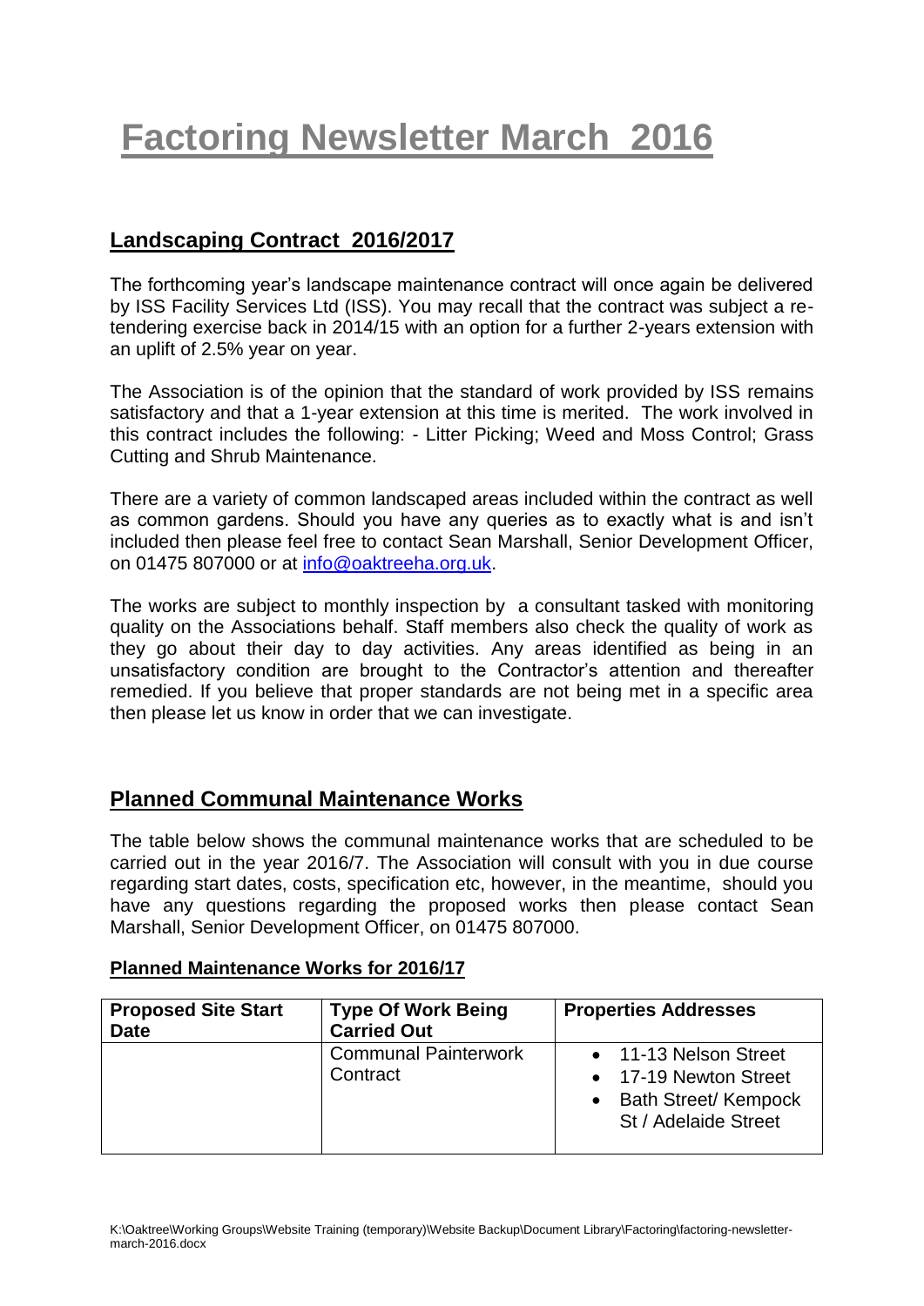# Factoring Newsletter March 2016

## Landscaping Contract 2016/2017

The forthcoming year's landscape maintenance contract will once again be delivered by ISS Facility Services Ltd (ISS). You may recall that the contract was subject a re-tendering exercise back in 2014/15 with an option for a further 2-years extension with an uplift of 2.5% year on year.

The Association is of the opinion that the standard of work provided by ISS remains satisfactory and that a 1-year extension at this time is merited. The work involved in this contract includes the following: - Litter Picking; Weed and Moss Control; Grass Cutting and Shrub Maintenance.

There are a variety of common landscaped areas included within the contract as well as common gardens. Should you have any queries as to exactly what is and isn't included then please feel free to contact Sean Marshall, Senior Development Officer, on 01475 807000 or at info@oaktreeha.org.uk.

The works are subject to monthly inspection by a consultant tasked with monitoring quality on the Associations behalf. Staff members also check the quality of work as they go about their day to day activities. Any areas identified as being in an unsatisfactory condition are brought to the Contractor's attention and thereafter remedied. If you believe that proper standards are not being met in a specific area then please let us know in order that we can investigate.

## Planned Communal Maintenance Works

The table below shows the communal maintenance works that are scheduled to be carried out in the year 2016/7. The Association will consult with you in due course regarding start dates, costs, specification etc, however, in the meantime, should you have any questions regarding the proposed works then please contact Sean Marshall, Senior Development Officer, on 01475 807000.

**Planned Maintenance Works for 2016/17**

| Proposed Site Start Date | Type Of Work Being Carried Out | Properties Addresses |
|---|---|---|
| | Communal Painterwork Contract | • 11-13 Nelson Street<br>• 17-19 Newton Street<br>• Bath Street/ Kempock St / Adelaide Street |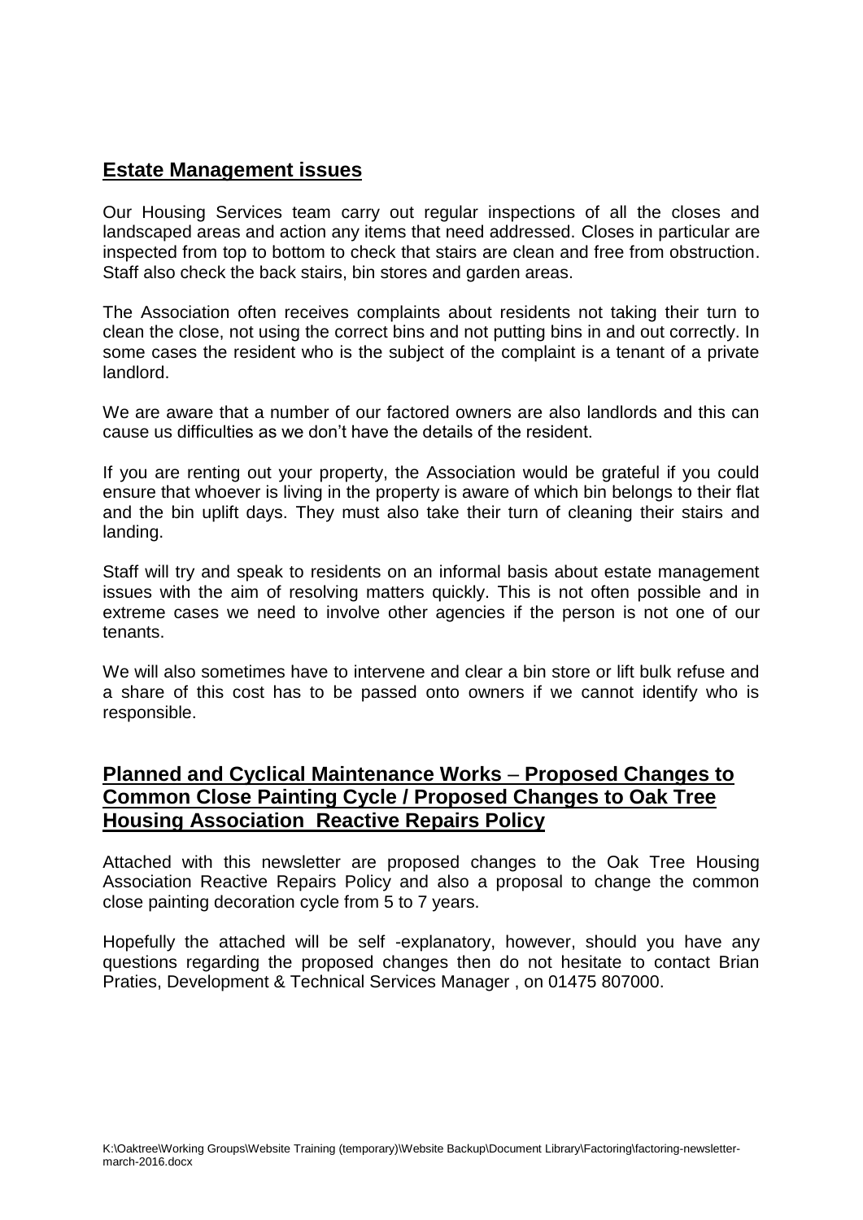## Estate Management issues

Our Housing Services team carry out regular inspections of all the closes and landscaped areas and action any items that need addressed. Closes in particular are inspected from top to bottom to check that stairs are clean and free from obstruction. Staff also check the back stairs, bin stores and garden areas.

The Association often receives complaints about residents not taking their turn to clean the close, not using the correct bins and not putting bins in and out correctly. In some cases the resident who is the subject of the complaint is a tenant of a private landlord.

We are aware that a number of our factored owners are also landlords and this can cause us difficulties as we don't have the details of the resident.

If you are renting out your property, the Association would be grateful if you could ensure that whoever is living in the property is aware of which bin belongs to their flat and the bin uplift days. They must also take their turn of cleaning their stairs and landing.

Staff will try and speak to residents on an informal basis about estate management issues with the aim of resolving matters quickly. This is not often possible and in extreme cases we need to involve other agencies if the person is not one of our tenants.

We will also sometimes have to intervene and clear a bin store or lift bulk refuse and a share of this cost has to be passed onto owners if we cannot identify who is responsible.

## Planned and Cyclical Maintenance Works – Proposed Changes to Common Close Painting Cycle / Proposed Changes to Oak Tree Housing Association Reactive Repairs Policy

Attached with this newsletter are proposed changes to the Oak Tree Housing Association Reactive Repairs Policy and also a proposal to change the common close painting decoration cycle from 5 to 7 years.

Hopefully the attached will be self -explanatory, however, should you have any questions regarding the proposed changes then do not hesitate to contact Brian Praties, Development & Technical Services Manager , on 01475 807000.